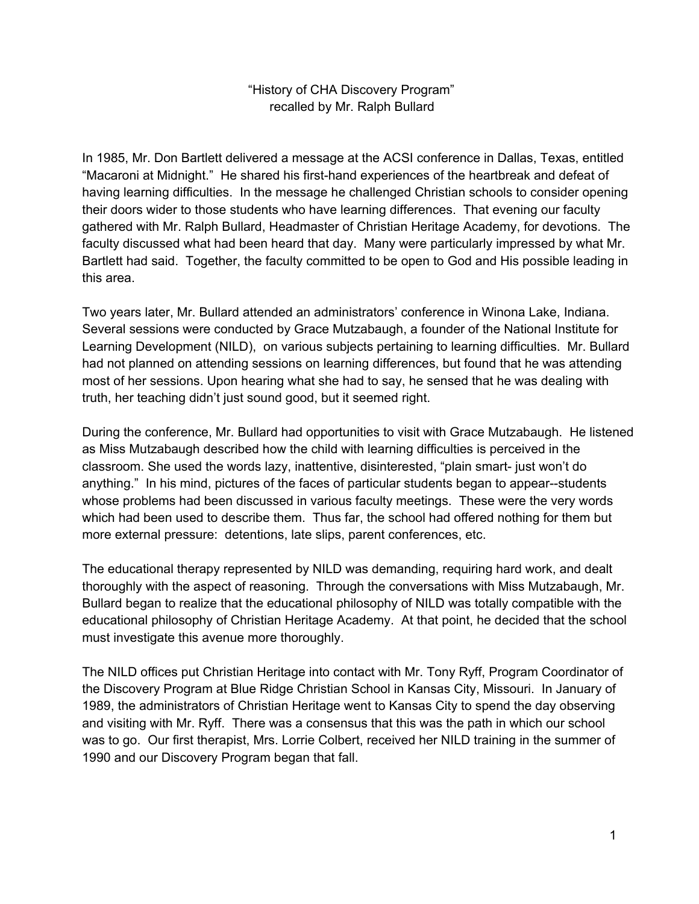# "History of CHA Discovery Program"

recalled by Mr. Ralph Bullard

In 1985, Mr. Don Bartlett delivered a message at the ACSI conference in Dallas, Texas, entitled "Macaroni at Midnight." He shared his first-hand experiences of the heartbreak and defeat of having learning difficulties. In the message he challenged Christian schools to consider opening their doors wider to those students who have learning differences. That evening our faculty gathered with Mr. Ralph Bullard, Headmaster of Christian Heritage Academy, for devotions. The faculty discussed what had been heard that day. Many were particularly impressed by what Mr. Bartlett had said. Together, the faculty committed to be open to God and His possible leading in this area.

Two years later, Mr. Bullard attended an administrators' conference in Winona Lake, Indiana. Several sessions were conducted by Grace Mutzabaugh, a founder of the National Institute for Learning Development (NILD), on various subjects pertaining to learning difficulties. Mr. Bullard had not planned on attending sessions on learning differences, but found that he was attending most of her sessions. Upon hearing what she had to say, he sensed that he was dealing with truth, her teaching didn't just sound good, but it seemed right.

During the conference, Mr. Bullard had opportunities to visit with Grace Mutzabaugh. He listened as Miss Mutzabaugh described how the child with learning difficulties is perceived in the classroom. She used the words lazy, inattentive, disinterested, "plain smart- just won't do anything." In his mind, pictures of the faces of particular students began to appear--students whose problems had been discussed in various faculty meetings. These were the very words which had been used to describe them. Thus far, the school had offered nothing for them but more external pressure: detentions, late slips, parent conferences, etc.

The educational therapy represented by NILD was demanding, requiring hard work, and dealt thoroughly with the aspect of reasoning. Through the conversations with Miss Mutzabaugh, Mr. Bullard began to realize that the educational philosophy of NILD was totally compatible with the educational philosophy of Christian Heritage Academy. At that point, he decided that the school must investigate this avenue more thoroughly.

The NILD offices put Christian Heritage into contact with Mr. Tony Ryff, Program Coordinator of the Discovery Program at Blue Ridge Christian School in Kansas City, Missouri. In January of 1989, the administrators of Christian Heritage went to Kansas City to spend the day observing and visiting with Mr. Ryff. There was a consensus that this was the path in which our school was to go. Our first therapist, Mrs. Lorrie Colbert, received her NILD training in the summer of 1990 and our Discovery Program began that fall.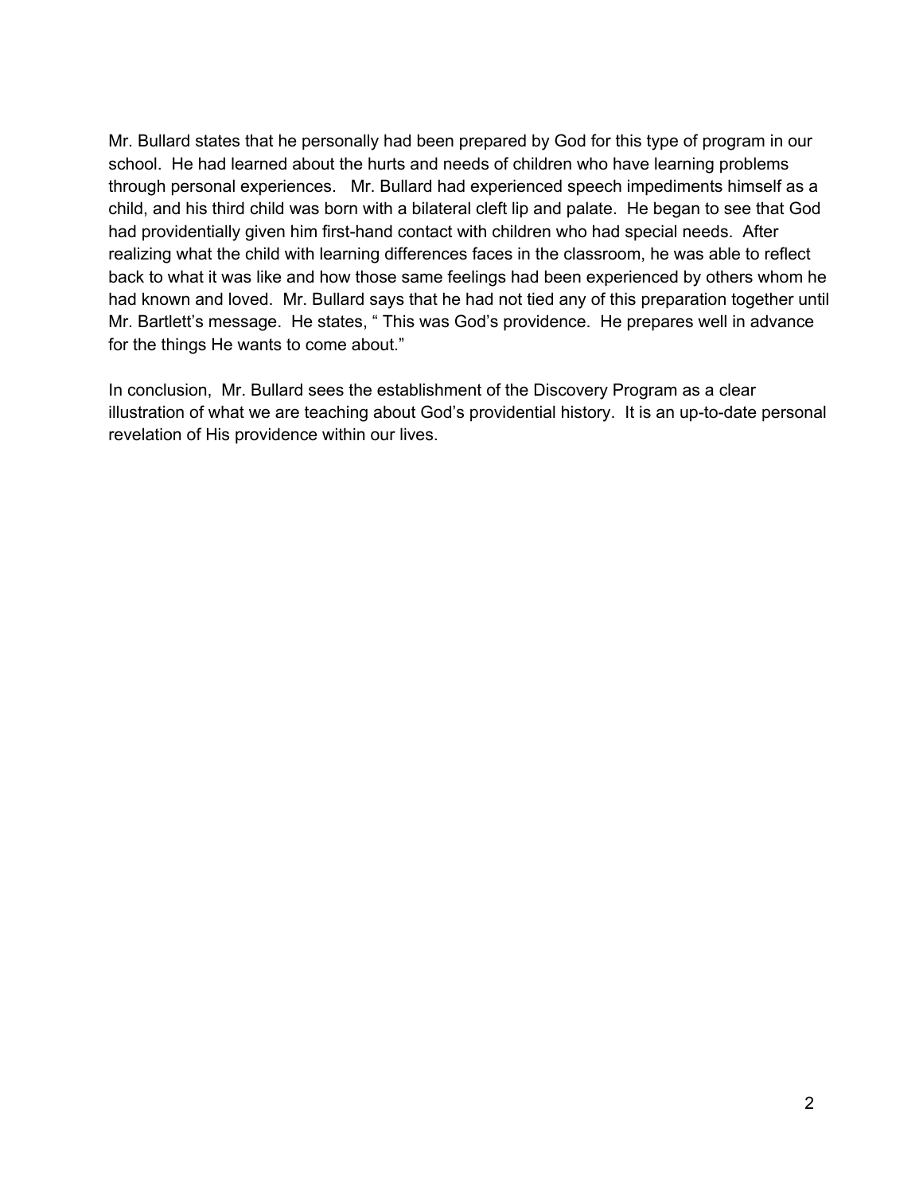Mr. Bullard states that he personally had been prepared by God for this type of program in our school. He had learned about the hurts and needs of children who have learning problems through personal experiences. Mr. Bullard had experienced speech impediments himself as a child, and his third child was born with a bilateral cleft lip and palate. He began to see that God had providentially given him first-hand contact with children who had special needs. After realizing what the child with learning differences faces in the classroom, he was able to reflect back to what it was like and how those same feelings had been experienced by others whom he had known and loved. Mr. Bullard says that he had not tied any of this preparation together until Mr. Bartlett's message. He states, " This was God's providence. He prepares well in advance for the things He wants to come about."

In conclusion, Mr. Bullard sees the establishment of the Discovery Program as a clear illustration of what we are teaching about God's providential history. It is an up-to-date personal revelation of His providence within our lives.